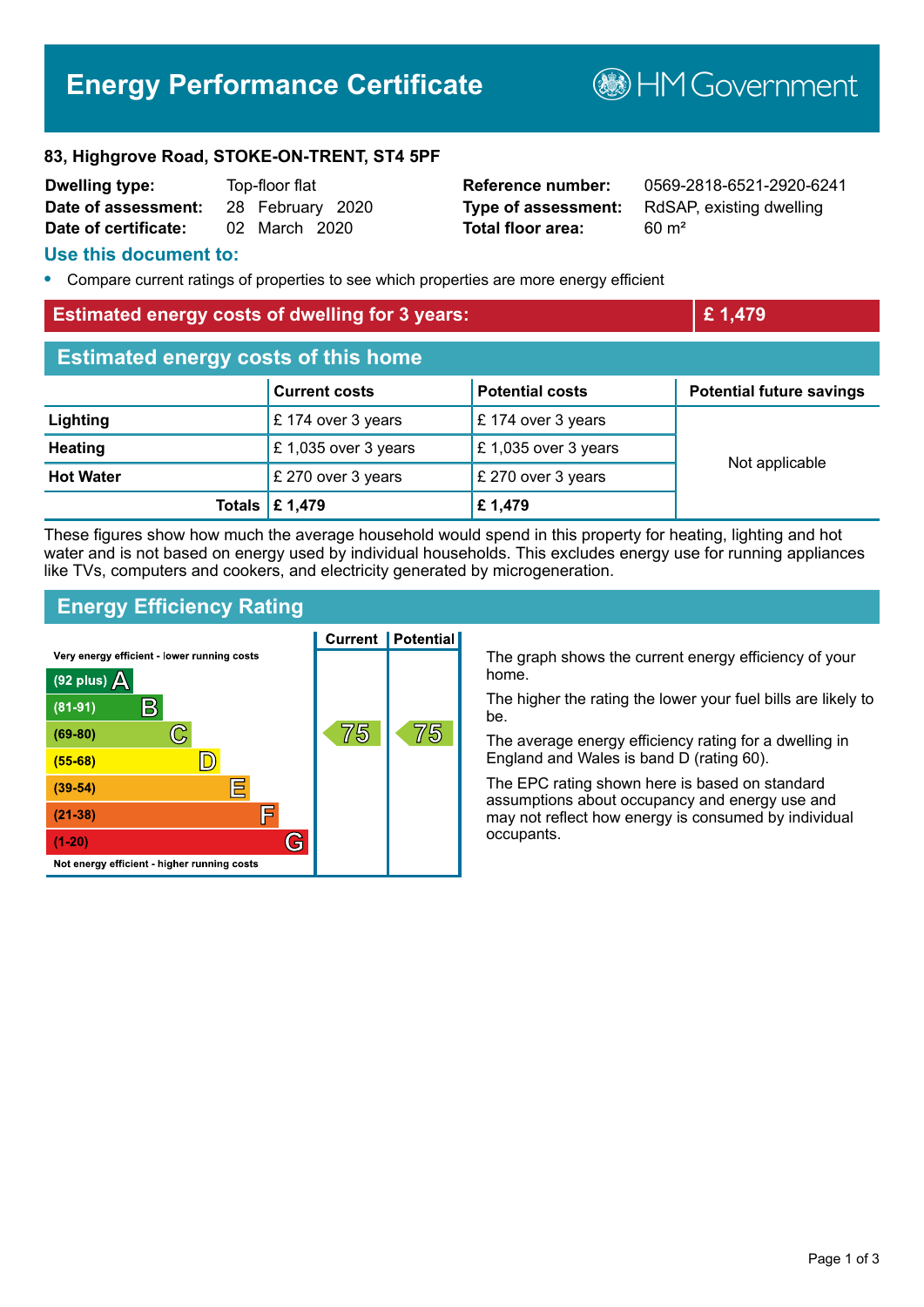# Energy Performance Certificate

HM Government

**83, Highgrove Road, STOKE-ON-TRENT, ST4 5PF**

| | | | |
|---|---|---|---|
| **Dwelling type:** | Top-floor flat | **Reference number:** | 0569-2818-6521-2920-6241 |
| **Date of assessment:** | 28 February 2020 | **Type of assessment:** | RdSAP, existing dwelling |
| **Date of certificate:** | 02 March 2020 | **Total floor area:** | 60 m² |

## Use this document to:

- Compare current ratings of properties to see which properties are more energy efficient

## Estimated energy costs of dwelling for 3 years: £ 1,479

## Estimated energy costs of this home

| | Current costs | Potential costs | Potential future savings |
|---|---|---|---|
| **Lighting** | £ 174 over 3 years | £ 174 over 3 years | Not applicable |
| **Heating** | £ 1,035 over 3 years | £ 1,035 over 3 years | |
| **Hot Water** | £ 270 over 3 years | £ 270 over 3 years | |
| **Totals** | **£ 1,479** | **£ 1,479** | |

These figures show how much the average household would spend in this property for heating, lighting and hot water and is not based on energy used by individual households. This excludes energy use for running appliances like TVs, computers and cookers, and electricity generated by microgeneration.

## Energy Efficiency Rating

Very energy efficient - lower running costs

| Rating | Band | Current | Potential |
|---|---|---|---|
| (92 plus) | A | | |
| (81-91) | B | | |
| (69-80) | C | 75 | 75 |
| (55-68) | D | | |
| (39-54) | E | | |
| (21-38) | F | | |
| (1-20) | G | | |

Not energy efficient - higher running costs

The graph shows the current energy efficiency of your home.

The higher the rating the lower your fuel bills are likely to be.

The average energy efficiency rating for a dwelling in England and Wales is band D (rating 60).

The EPC rating shown here is based on standard assumptions about occupancy and energy use and may not reflect how energy is consumed by individual occupants.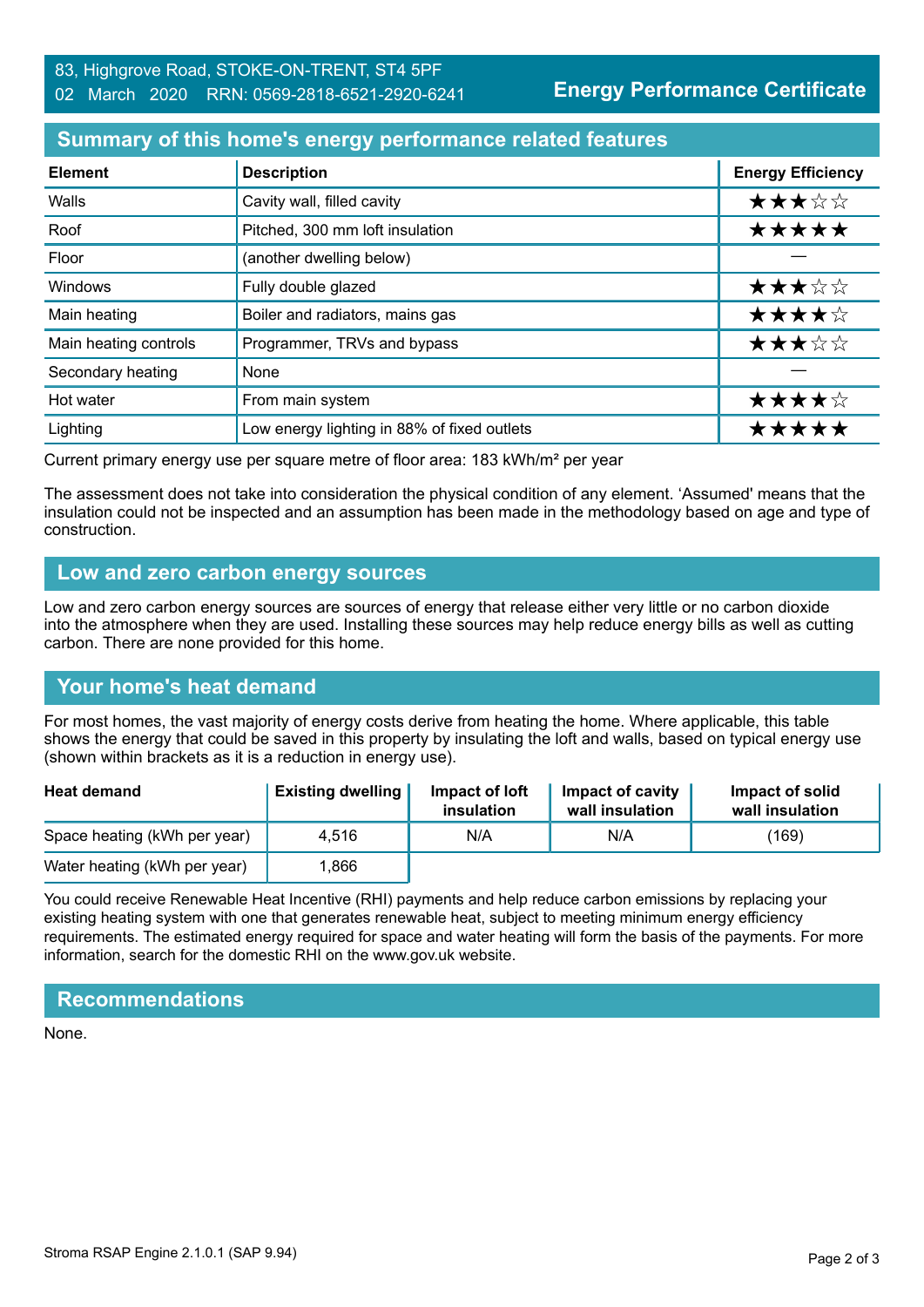83, Highgrove Road, STOKE-ON-TRENT, ST4 5PF
02 March 2020 RRN: 0569-2818-6521-2920-6241

**Energy Performance Certificate**

## Summary of this home's energy performance related features

| Element | Description | Energy Efficiency |
|---|---|---|
| Walls | Cavity wall, filled cavity | ★★★☆☆ |
| Roof | Pitched, 300 mm loft insulation | ★★★★★ |
| Floor | (another dwelling below) | — |
| Windows | Fully double glazed | ★★★☆☆ |
| Main heating | Boiler and radiators, mains gas | ★★★★☆ |
| Main heating controls | Programmer, TRVs and bypass | ★★★☆☆ |
| Secondary heating | None | — |
| Hot water | From main system | ★★★★☆ |
| Lighting | Low energy lighting in 88% of fixed outlets | ★★★★★ |

Current primary energy use per square metre of floor area: 183 kWh/m² per year

The assessment does not take into consideration the physical condition of any element. 'Assumed' means that the insulation could not be inspected and an assumption has been made in the methodology based on age and type of construction.

## Low and zero carbon energy sources

Low and zero carbon energy sources are sources of energy that release either very little or no carbon dioxide into the atmosphere when they are used. Installing these sources may help reduce energy bills as well as cutting carbon. There are none provided for this home.

## Your home's heat demand

For most homes, the vast majority of energy costs derive from heating the home. Where applicable, this table shows the energy that could be saved in this property by insulating the loft and walls, based on typical energy use (shown within brackets as it is a reduction in energy use).

| Heat demand | Existing dwelling | Impact of loft insulation | Impact of cavity wall insulation | Impact of solid wall insulation |
|---|---|---|---|---|
| Space heating (kWh per year) | 4,516 | N/A | N/A | (169) |
| Water heating (kWh per year) | 1,866 | | | |

You could receive Renewable Heat Incentive (RHI) payments and help reduce carbon emissions by replacing your existing heating system with one that generates renewable heat, subject to meeting minimum energy efficiency requirements. The estimated energy required for space and water heating will form the basis of the payments. For more information, search for the domestic RHI on the www.gov.uk website.

## Recommendations

None.

Stroma RSAP Engine 2.1.0.1 (SAP 9.94)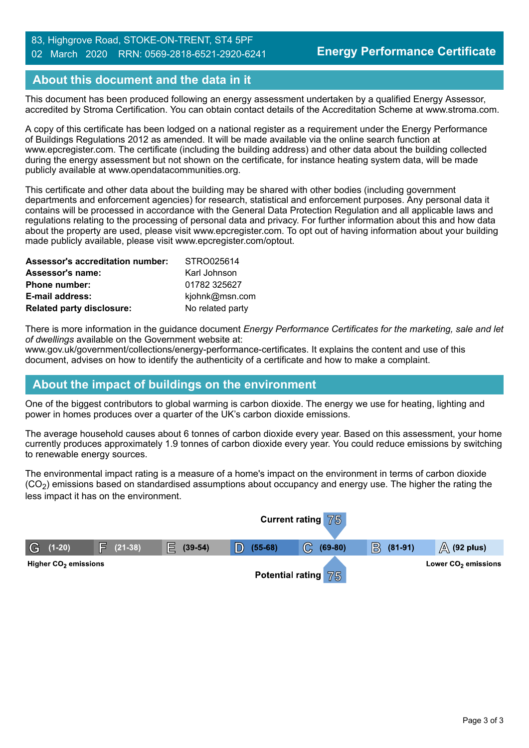83, Highgrove Road, STOKE-ON-TRENT, ST4 5PF
02 March 2020 RRN: 0569-2818-6521-2920-6241

**Energy Performance Certificate**

## About this document and the data in it

This document has been produced following an energy assessment undertaken by a qualified Energy Assessor, accredited by Stroma Certification. You can obtain contact details of the Accreditation Scheme at www.stroma.com.

A copy of this certificate has been lodged on a national register as a requirement under the Energy Performance of Buildings Regulations 2012 as amended. It will be made available via the online search function at www.epcregister.com. The certificate (including the building address) and other data about the building collected during the energy assessment but not shown on the certificate, for instance heating system data, will be made publicly available at www.opendatacommunities.org.

This certificate and other data about the building may be shared with other bodies (including government departments and enforcement agencies) for research, statistical and enforcement purposes. Any personal data it contains will be processed in accordance with the General Data Protection Regulation and all applicable laws and regulations relating to the processing of personal data and privacy. For further information about this and how data about the property are used, please visit www.epcregister.com. To opt out of having information about your building made publicly available, please visit www.epcregister.com/optout.

| | |
|---|---|
| **Assessor's accreditation number:** | STRO025614 |
| **Assessor's name:** | Karl Johnson |
| **Phone number:** | 01782 325627 |
| **E-mail address:** | kjohnk@msn.com |
| **Related party disclosure:** | No related party |

There is more information in the guidance document *Energy Performance Certificates for the marketing, sale and let of dwellings* available on the Government website at: www.gov.uk/government/collections/energy-performance-certificates. It explains the content and use of this document, advises on how to identify the authenticity of a certificate and how to make a complaint.

## About the impact of buildings on the environment

One of the biggest contributors to global warming is carbon dioxide. The energy we use for heating, lighting and power in homes produces over a quarter of the UK's carbon dioxide emissions.

The average household causes about 6 tonnes of carbon dioxide every year. Based on this assessment, your home currently produces approximately 1.9 tonnes of carbon dioxide every year. You could reduce emissions by switching to renewable energy sources.

The environmental impact rating is a measure of a home's impact on the environment in terms of carbon dioxide ($CO_2$) emissions based on standardised assumptions about occupancy and energy use. The higher the rating the less impact it has on the environment.

Current rating 75

G (1-20)
F (21-38)
E (39-54)
D (55-68)
C (69-80)
B (81-91)
A (92 plus)

Higher $CO_2$ emissions
Lower $CO_2$ emissions

Potential rating 75